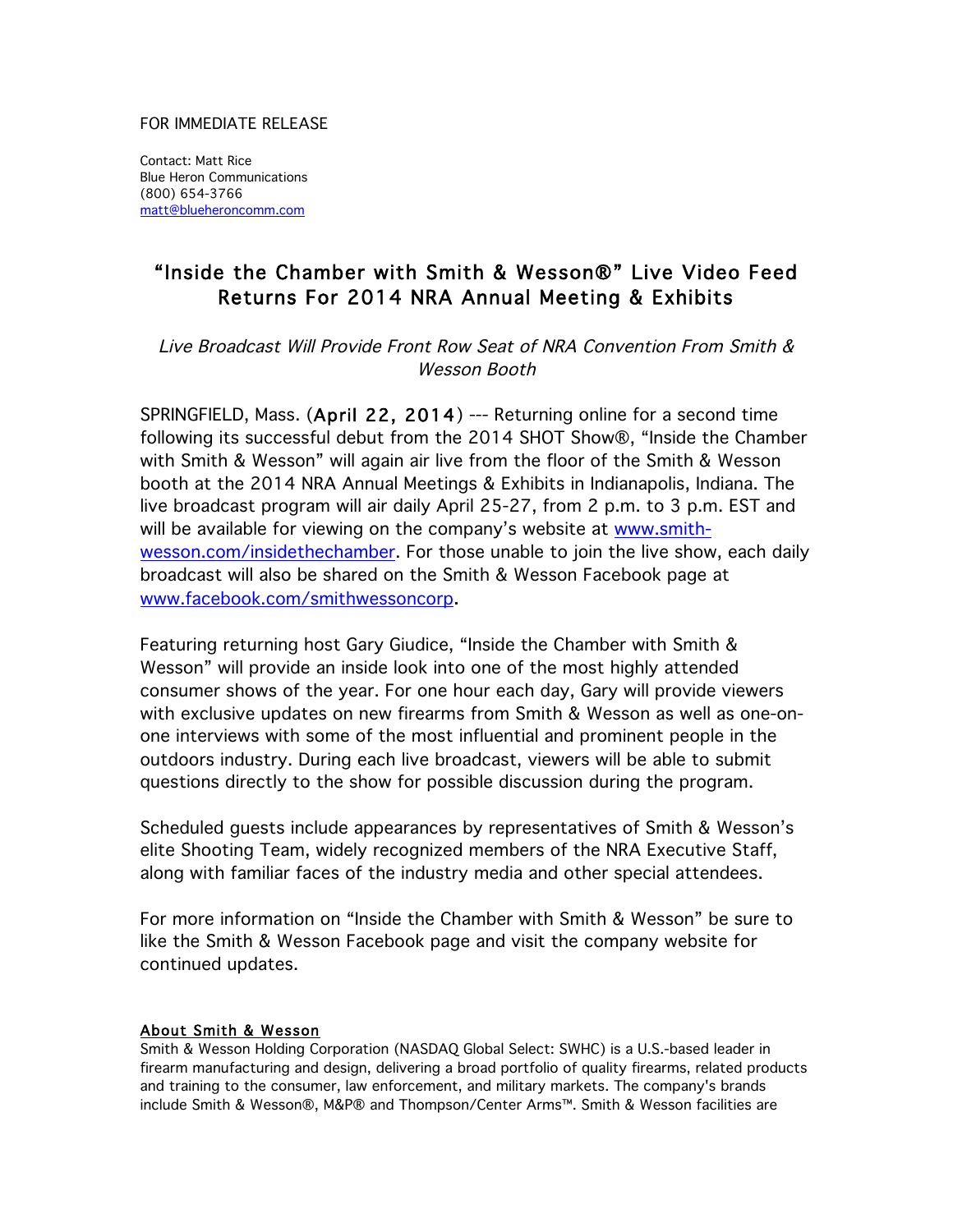FOR IMMEDIATE RELEASE

Contact: Matt Rice
Blue Heron Communications
(800) 654-3766
matt@blueheroncomm.com

# "Inside the Chamber with Smith & Wesson®" Live Video Feed Returns For 2014 NRA Annual Meeting & Exhibits

*Live Broadcast Will Provide Front Row Seat of NRA Convention From Smith & Wesson Booth*

SPRINGFIELD, Mass. (April 22, 2014) --- Returning online for a second time following its successful debut from the 2014 SHOT Show®, "Inside the Chamber with Smith & Wesson" will again air live from the floor of the Smith & Wesson booth at the 2014 NRA Annual Meetings & Exhibits in Indianapolis, Indiana. The live broadcast program will air daily April 25-27, from 2 p.m. to 3 p.m. EST and will be available for viewing on the company's website at www.smith-wesson.com/insidethechamber. For those unable to join the live show, each daily broadcast will also be shared on the Smith & Wesson Facebook page at www.facebook.com/smithwessoncorp.

Featuring returning host Gary Giudice, "Inside the Chamber with Smith & Wesson" will provide an inside look into one of the most highly attended consumer shows of the year. For one hour each day, Gary will provide viewers with exclusive updates on new firearms from Smith & Wesson as well as one-on-one interviews with some of the most influential and prominent people in the outdoors industry. During each live broadcast, viewers will be able to submit questions directly to the show for possible discussion during the program.

Scheduled guests include appearances by representatives of Smith & Wesson's elite Shooting Team, widely recognized members of the NRA Executive Staff, along with familiar faces of the industry media and other special attendees.

For more information on "Inside the Chamber with Smith & Wesson" be sure to like the Smith & Wesson Facebook page and visit the company website for continued updates.

**About Smith & Wesson**

Smith & Wesson Holding Corporation (NASDAQ Global Select: SWHC) is a U.S.-based leader in firearm manufacturing and design, delivering a broad portfolio of quality firearms, related products and training to the consumer, law enforcement, and military markets. The company's brands include Smith & Wesson®, M&P® and Thompson/Center Arms™. Smith & Wesson facilities are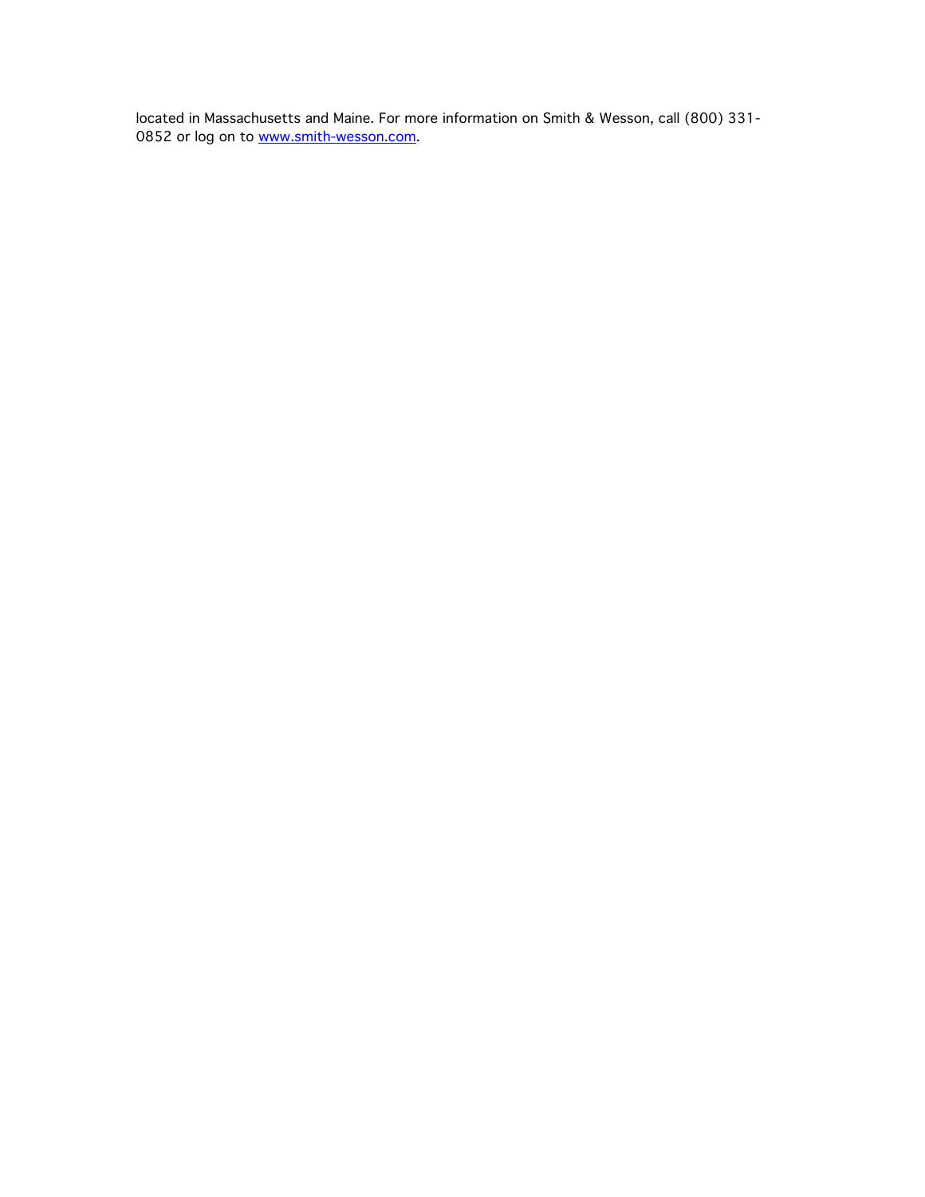located in Massachusetts and Maine. For more information on Smith & Wesson, call (800) 331-0852 or log on to [www.smith-wesson.com](http://www.smith-wesson.com).